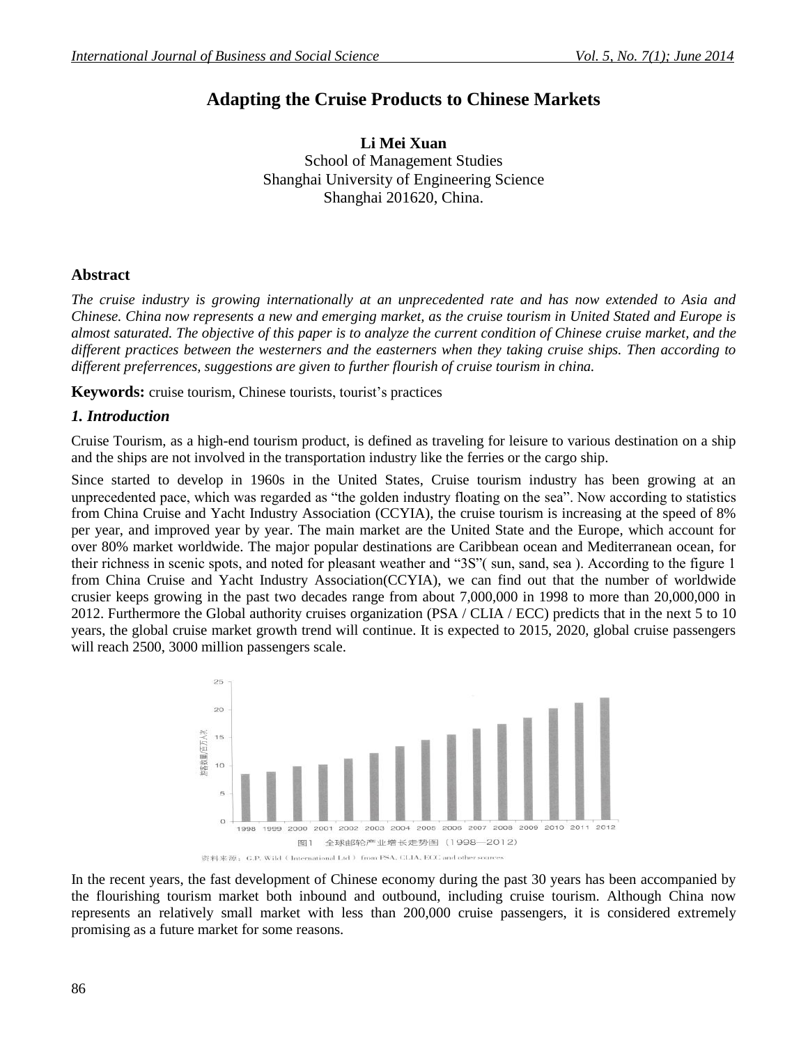# Adapting the Cruise Products to Chinese Markets

**Li Mei Xuan**
School of Management Studies
Shanghai University of Engineering Science
Shanghai 201620, China.

## Abstract

*The cruise industry is growing internationally at an unprecedented rate and has now extended to Asia and Chinese. China now represents a new and emerging market, as the cruise tourism in United Stated and Europe is almost saturated. The objective of this paper is to analyze the current condition of Chinese cruise market, and the different practices between the westerners and the easterners when they taking cruise ships. Then according to different preferrences, suggestions are given to further flourish of cruise tourism in china.*

**Keywords:** cruise tourism, Chinese tourists, tourist's practices

## *1. Introduction*

Cruise Tourism, as a high-end tourism product, is defined as traveling for leisure to various destination on a ship and the ships are not involved in the transportation industry like the ferries or the cargo ship.

Since started to develop in 1960s in the United States, Cruise tourism industry has been growing at an unprecedented pace, which was regarded as "the golden industry floating on the sea". Now according to statistics from China Cruise and Yacht Industry Association (CCYIA), the cruise tourism is increasing at the speed of 8% per year, and improved year by year. The main market are the United State and the Europe, which account for over 80% market worldwide. The major popular destinations are Caribbean ocean and Mediterranean ocean, for their richness in scenic spots, and noted for pleasant weather and "3S"( sun, sand, sea ). According to the figure 1 from China Cruise and Yacht Industry Association(CCYIA), we can find out that the number of worldwide crusier keeps growing in the past two decades range from about 7,000,000 in 1998 to more than 20,000,000 in 2012. Furthermore the Global authority cruises organization (PSA / CLIA / ECC) predicts that in the next 5 to 10 years, the global cruise market growth trend will continue. It is expected to 2015, 2020, global cruise passengers will reach 2500, 3000 million passengers scale.

图1 全球邮轮产业增长走势图（1998—2012）

资料来源：G.P. Wild（International Ltd）from PSA, CLIA, ECC and other sources

In the recent years, the fast development of Chinese economy during the past 30 years has been accompanied by the flourishing tourism market both inbound and outbound, including cruise tourism. Although China now represents an relatively small market with less than 200,000 cruise passengers, it is considered extremely promising as a future market for some reasons.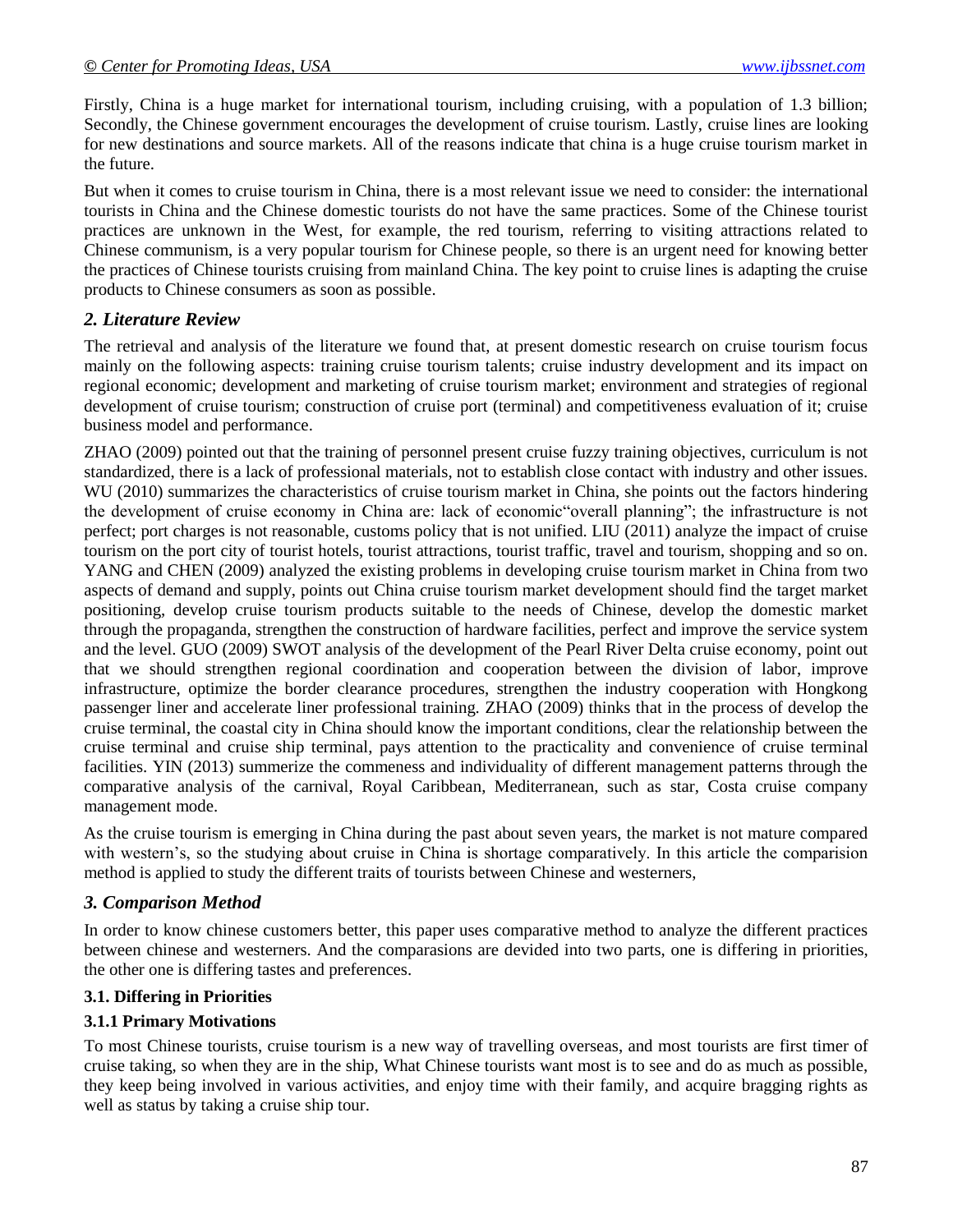Firstly, China is a huge market for international tourism, including cruising, with a population of 1.3 billion; Secondly, the Chinese government encourages the development of cruise tourism. Lastly, cruise lines are looking for new destinations and source markets. All of the reasons indicate that china is a huge cruise tourism market in the future.

But when it comes to cruise tourism in China, there is a most relevant issue we need to consider: the international tourists in China and the Chinese domestic tourists do not have the same practices. Some of the Chinese tourist practices are unknown in the West, for example, the red tourism, referring to visiting attractions related to Chinese communism, is a very popular tourism for Chinese people, so there is an urgent need for knowing better the practices of Chinese tourists cruising from mainland China. The key point to cruise lines is adapting the cruise products to Chinese consumers as soon as possible.

## *2. Literature Review*

The retrieval and analysis of the literature we found that, at present domestic research on cruise tourism focus mainly on the following aspects: training cruise tourism talents; cruise industry development and its impact on regional economic; development and marketing of cruise tourism market; environment and strategies of regional development of cruise tourism; construction of cruise port (terminal) and competitiveness evaluation of it; cruise business model and performance.

ZHAO (2009) pointed out that the training of personnel present cruise fuzzy training objectives, curriculum is not standardized, there is a lack of professional materials, not to establish close contact with industry and other issues. WU (2010) summarizes the characteristics of cruise tourism market in China, she points out the factors hindering the development of cruise economy in China are: lack of economic"overall planning"; the infrastructure is not perfect; port charges is not reasonable, customs policy that is not unified. LIU (2011) analyze the impact of cruise tourism on the port city of tourist hotels, tourist attractions, tourist traffic, travel and tourism, shopping and so on. YANG and CHEN (2009) analyzed the existing problems in developing cruise tourism market in China from two aspects of demand and supply, points out China cruise tourism market development should find the target market positioning, develop cruise tourism products suitable to the needs of Chinese, develop the domestic market through the propaganda, strengthen the construction of hardware facilities, perfect and improve the service system and the level. GUO (2009) SWOT analysis of the development of the Pearl River Delta cruise economy, point out that we should strengthen regional coordination and cooperation between the division of labor, improve infrastructure, optimize the border clearance procedures, strengthen the industry cooperation with Hongkong passenger liner and accelerate liner professional training. ZHAO (2009) thinks that in the process of develop the cruise terminal, the coastal city in China should know the important conditions, clear the relationship between the cruise terminal and cruise ship terminal, pays attention to the practicality and convenience of cruise terminal facilities. YIN (2013) summerize the commeness and individuality of different management patterns through the comparative analysis of the carnival, Royal Caribbean, Mediterranean, such as star, Costa cruise company management mode.

As the cruise tourism is emerging in China during the past about seven years, the market is not mature compared with western's, so the studying about cruise in China is shortage comparatively. In this article the comparision method is applied to study the different traits of tourists between Chinese and westerners,

## *3. Comparison Method*

In order to know chinese customers better, this paper uses comparative method to analyze the different practices between chinese and westerners. And the comparasions are devided into two parts, one is differing in priorities, the other one is differing tastes and preferences.

### 3.1. Differing in Priorities

#### 3.1.1 Primary Motivations

To most Chinese tourists, cruise tourism is a new way of travelling overseas, and most tourists are first timer of cruise taking, so when they are in the ship, What Chinese tourists want most is to see and do as much as possible, they keep being involved in various activities, and enjoy time with their family, and acquire bragging rights as well as status by taking a cruise ship tour.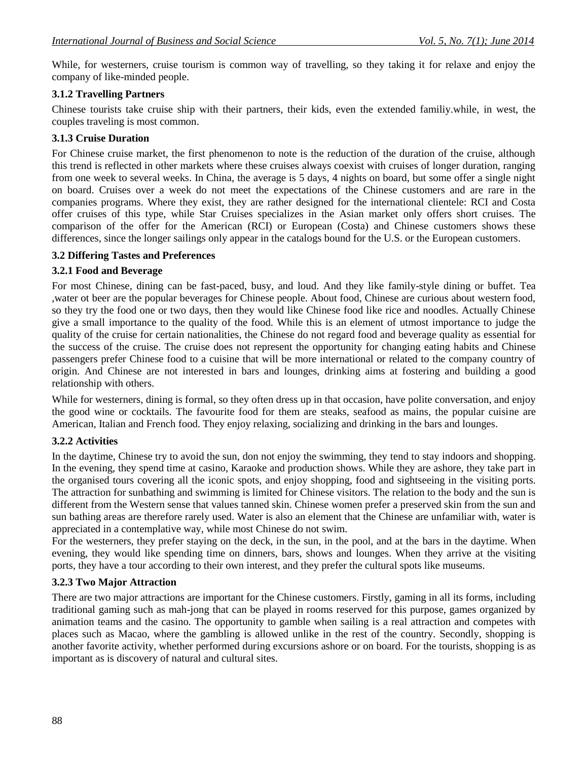While, for westerners, cruise tourism is common way of travelling, so they taking it for relaxe and enjoy the company of like-minded people.

### 3.1.2 Travelling Partners

Chinese tourists take cruise ship with their partners, their kids, even the extended familiy.while, in west, the couples traveling is most common.

### 3.1.3 Cruise Duration

For Chinese cruise market, the first phenomenon to note is the reduction of the duration of the cruise, although this trend is reflected in other markets where these cruises always coexist with cruises of longer duration, ranging from one week to several weeks. In China, the average is 5 days, 4 nights on board, but some offer a single night on board. Cruises over a week do not meet the expectations of the Chinese customers and are rare in the companies programs. Where they exist, they are rather designed for the international clientele: RCI and Costa offer cruises of this type, while Star Cruises specializes in the Asian market only offers short cruises. The comparison of the offer for the American (RCI) or European (Costa) and Chinese customers shows these differences, since the longer sailings only appear in the catalogs bound for the U.S. or the European customers.

## 3.2 Differing Tastes and Preferences

### 3.2.1 Food and Beverage

For most Chinese, dining can be fast-paced, busy, and loud. And they like family-style dining or buffet. Tea ,water ot beer are the popular beverages for Chinese people. About food, Chinese are curious about western food, so they try the food one or two days, then they would like Chinese food like rice and noodles. Actually Chinese give a small importance to the quality of the food. While this is an element of utmost importance to judge the quality of the cruise for certain nationalities, the Chinese do not regard food and beverage quality as essential for the success of the cruise. The cruise does not represent the opportunity for changing eating habits and Chinese passengers prefer Chinese food to a cuisine that will be more international or related to the company country of origin. And Chinese are not interested in bars and lounges, drinking aims at fostering and building a good relationship with others.

While for westerners, dining is formal, so they often dress up in that occasion, have polite conversation, and enjoy the good wine or cocktails. The favourite food for them are steaks, seafood as mains, the popular cuisine are American, Italian and French food. They enjoy relaxing, socializing and drinking in the bars and lounges.

### 3.2.2 Activities

In the daytime, Chinese try to avoid the sun, don not enjoy the swimming, they tend to stay indoors and shopping. In the evening, they spend time at casino, Karaoke and production shows. While they are ashore, they take part in the organised tours covering all the iconic spots, and enjoy shopping, food and sightseeing in the visiting ports. The attraction for sunbathing and swimming is limited for Chinese visitors. The relation to the body and the sun is different from the Western sense that values tanned skin. Chinese women prefer a preserved skin from the sun and sun bathing areas are therefore rarely used. Water is also an element that the Chinese are unfamiliar with, water is appreciated in a contemplative way, while most Chinese do not swim.

For the westerners, they prefer staying on the deck, in the sun, in the pool, and at the bars in the daytime. When evening, they would like spending time on dinners, bars, shows and lounges. When they arrive at the visiting ports, they have a tour according to their own interest, and they prefer the cultural spots like museums.

### 3.2.3 Two Major Attraction

There are two major attractions are important for the Chinese customers. Firstly, gaming in all its forms, including traditional gaming such as mah-jong that can be played in rooms reserved for this purpose, games organized by animation teams and the casino. The opportunity to gamble when sailing is a real attraction and competes with places such as Macao, where the gambling is allowed unlike in the rest of the country. Secondly, shopping is another favorite activity, whether performed during excursions ashore or on board. For the tourists, shopping is as important as is discovery of natural and cultural sites.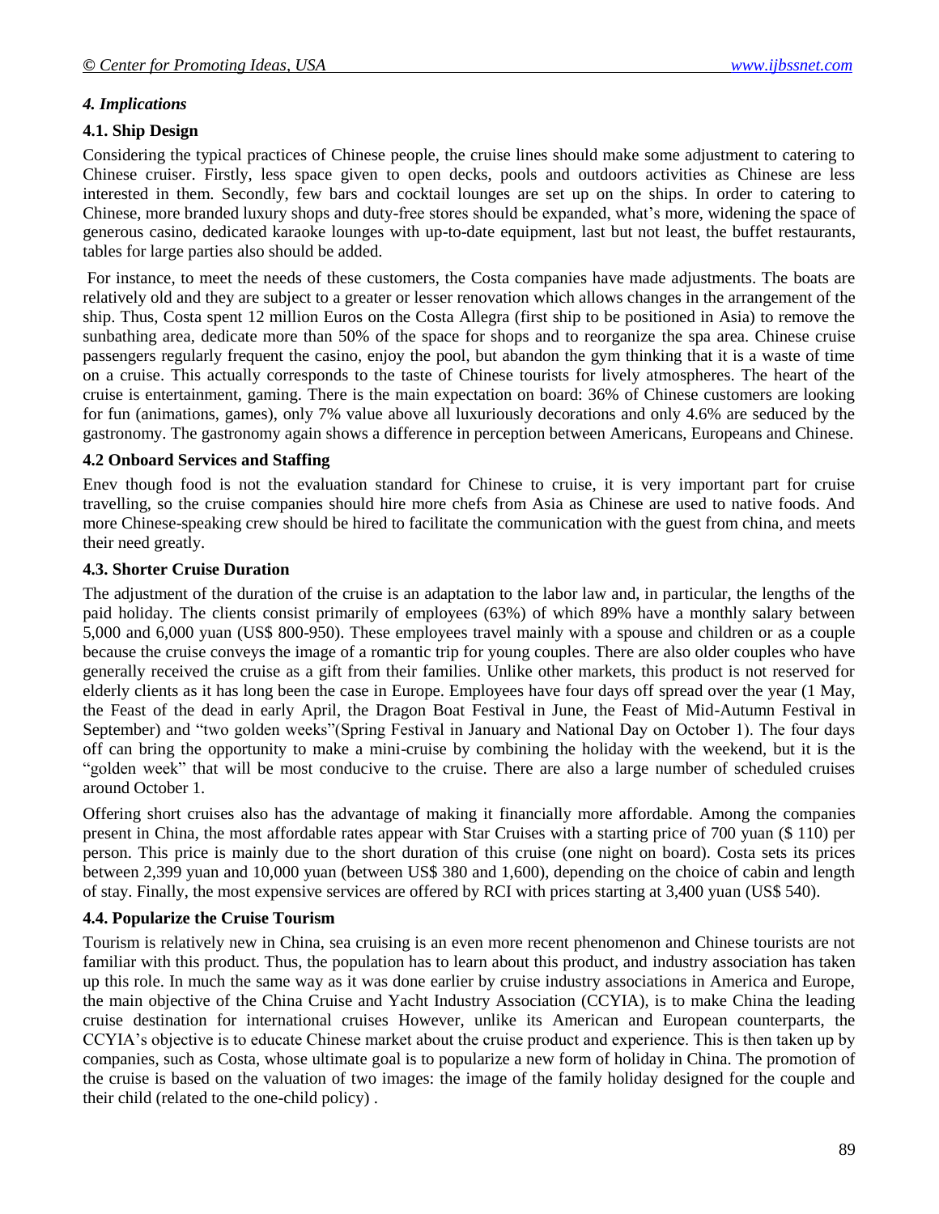### *4. Implications*

#### 4.1. Ship Design

Considering the typical practices of Chinese people, the cruise lines should make some adjustment to catering to Chinese cruiser. Firstly, less space given to open decks, pools and outdoors activities as Chinese are less interested in them. Secondly, few bars and cocktail lounges are set up on the ships. In order to catering to Chinese, more branded luxury shops and duty-free stores should be expanded, what's more, widening the space of generous casino, dedicated karaoke lounges with up-to-date equipment, last but not least, the buffet restaurants, tables for large parties also should be added.

For instance, to meet the needs of these customers, the Costa companies have made adjustments. The boats are relatively old and they are subject to a greater or lesser renovation which allows changes in the arrangement of the ship. Thus, Costa spent 12 million Euros on the Costa Allegra (first ship to be positioned in Asia) to remove the sunbathing area, dedicate more than 50% of the space for shops and to reorganize the spa area. Chinese cruise passengers regularly frequent the casino, enjoy the pool, but abandon the gym thinking that it is a waste of time on a cruise. This actually corresponds to the taste of Chinese tourists for lively atmospheres. The heart of the cruise is entertainment, gaming. There is the main expectation on board: 36% of Chinese customers are looking for fun (animations, games), only 7% value above all luxuriously decorations and only 4.6% are seduced by the gastronomy. The gastronomy again shows a difference in perception between Americans, Europeans and Chinese.

#### 4.2 Onboard Services and Staffing

Enev though food is not the evaluation standard for Chinese to cruise, it is very important part for cruise travelling, so the cruise companies should hire more chefs from Asia as Chinese are used to native foods. And more Chinese-speaking crew should be hired to facilitate the communication with the guest from china, and meets their need greatly.

#### 4.3. Shorter Cruise Duration

The adjustment of the duration of the cruise is an adaptation to the labor law and, in particular, the lengths of the paid holiday. The clients consist primarily of employees (63%) of which 89% have a monthly salary between 5,000 and 6,000 yuan (US$ 800-950). These employees travel mainly with a spouse and children or as a couple because the cruise conveys the image of a romantic trip for young couples. There are also older couples who have generally received the cruise as a gift from their families. Unlike other markets, this product is not reserved for elderly clients as it has long been the case in Europe. Employees have four days off spread over the year (1 May, the Feast of the dead in early April, the Dragon Boat Festival in June, the Feast of Mid-Autumn Festival in September) and "two golden weeks"(Spring Festival in January and National Day on October 1). The four days off can bring the opportunity to make a mini-cruise by combining the holiday with the weekend, but it is the "golden week" that will be most conducive to the cruise. There are also a large number of scheduled cruises around October 1.

Offering short cruises also has the advantage of making it financially more affordable. Among the companies present in China, the most affordable rates appear with Star Cruises with a starting price of 700 yuan ($ 110) per person. This price is mainly due to the short duration of this cruise (one night on board). Costa sets its prices between 2,399 yuan and 10,000 yuan (between US$ 380 and 1,600), depending on the choice of cabin and length of stay. Finally, the most expensive services are offered by RCI with prices starting at 3,400 yuan (US$ 540).

#### 4.4. Popularize the Cruise Tourism

Tourism is relatively new in China, sea cruising is an even more recent phenomenon and Chinese tourists are not familiar with this product. Thus, the population has to learn about this product, and industry association has taken up this role. In much the same way as it was done earlier by cruise industry associations in America and Europe, the main objective of the China Cruise and Yacht Industry Association (CCYIA), is to make China the leading cruise destination for international cruises However, unlike its American and European counterparts, the CCYIA's objective is to educate Chinese market about the cruise product and experience. This is then taken up by companies, such as Costa, whose ultimate goal is to popularize a new form of holiday in China. The promotion of the cruise is based on the valuation of two images: the image of the family holiday designed for the couple and their child (related to the one-child policy) .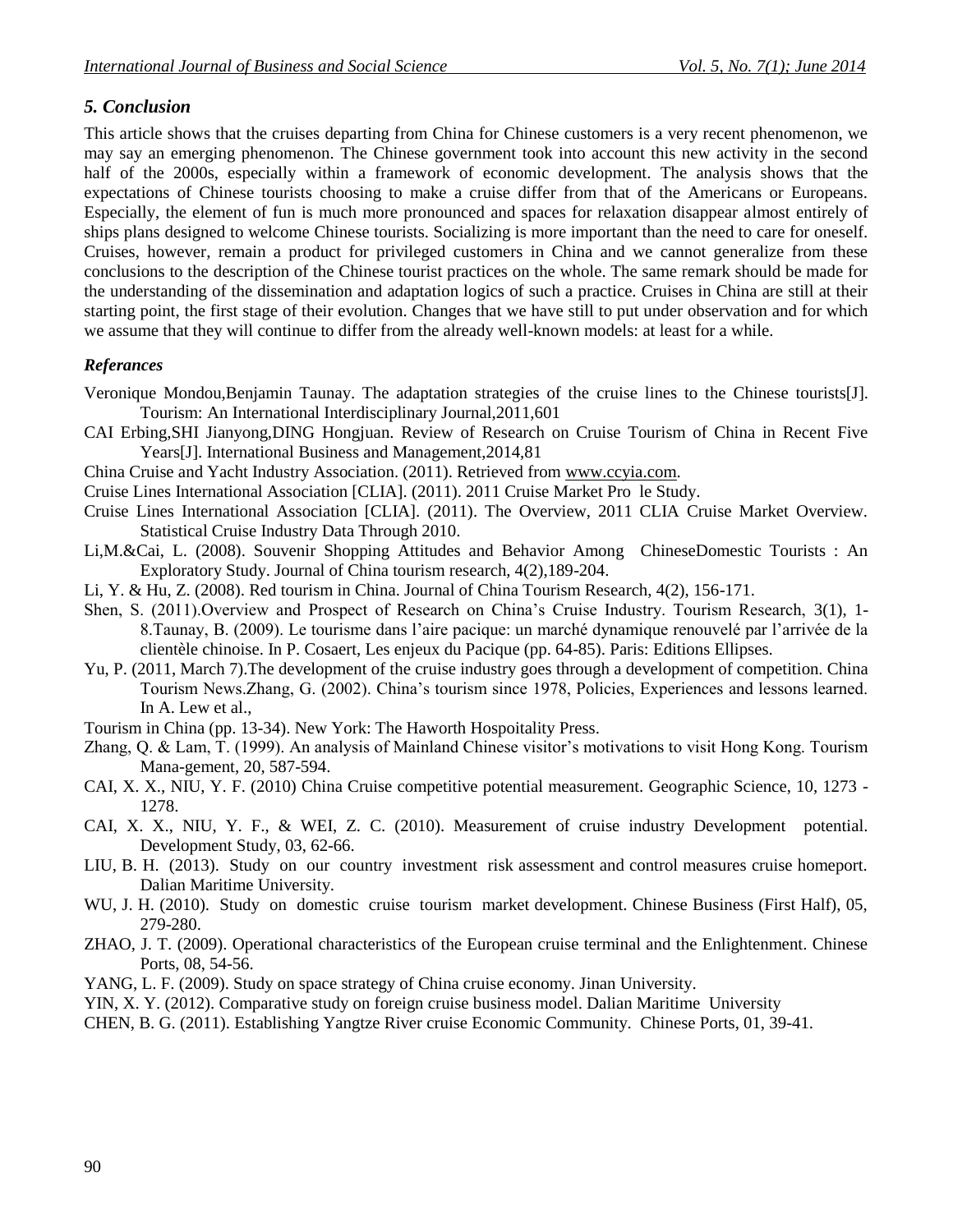### *5. Conclusion*

This article shows that the cruises departing from China for Chinese customers is a very recent phenomenon, we may say an emerging phenomenon. The Chinese government took into account this new activity in the second half of the 2000s, especially within a framework of economic development. The analysis shows that the expectations of Chinese tourists choosing to make a cruise differ from that of the Americans or Europeans. Especially, the element of fun is much more pronounced and spaces for relaxation disappear almost entirely of ships plans designed to welcome Chinese tourists. Socializing is more important than the need to care for oneself. Cruises, however, remain a product for privileged customers in China and we cannot generalize from these conclusions to the description of the Chinese tourist practices on the whole. The same remark should be made for the understanding of the dissemination and adaptation logics of such a practice. Cruises in China are still at their starting point, the first stage of their evolution. Changes that we have still to put under observation and for which we assume that they will continue to differ from the already well-known models: at least for a while.

### *Referances*

Veronique Mondou,Benjamin Taunay. The adaptation strategies of the cruise lines to the Chinese tourists[J]. Tourism: An International Interdisciplinary Journal,2011,601

CAI Erbing,SHI Jianyong,DING Hongjuan. Review of Research on Cruise Tourism of China in Recent Five Years[J]. International Business and Management,2014,81

China Cruise and Yacht Industry Association. (2011). Retrieved from www.ccyia.com.

Cruise Lines International Association [CLIA]. (2011). 2011 Cruise Market Pro le Study.

Cruise Lines International Association [CLIA]. (2011). The Overview, 2011 CLIA Cruise Market Overview. Statistical Cruise Industry Data Through 2010.

Li,M.&Cai, L. (2008). Souvenir Shopping Attitudes and Behavior Among ChineseDomestic Tourists : An Exploratory Study. Journal of China tourism research, 4(2),189-204.

Li, Y. & Hu, Z. (2008). Red tourism in China. Journal of China Tourism Research, 4(2), 156-171.

Shen, S. (2011).Overview and Prospect of Research on China's Cruise Industry. Tourism Research, 3(1), 1-8.Taunay, B. (2009). Le tourisme dans l'aire pacique: un marché dynamique renouvelé par l'arrivée de la clientèle chinoise. In P. Cosaert, Les enjeux du Pacique (pp. 64-85). Paris: Editions Ellipses.

Yu, P. (2011, March 7).The development of the cruise industry goes through a development of competition. China Tourism News.Zhang, G. (2002). China's tourism since 1978, Policies, Experiences and lessons learned. In A. Lew et al.,

Tourism in China (pp. 13-34). New York: The Haworth Hospoitality Press.

Zhang, Q. & Lam, T. (1999). An analysis of Mainland Chinese visitor's motivations to visit Hong Kong. Tourism Mana-gement, 20, 587-594.

CAI, X. X., NIU, Y. F. (2010) China Cruise competitive potential measurement. Geographic Science, 10, 1273 - 1278.

CAI, X. X., NIU, Y. F., & WEI, Z. C. (2010). Measurement of cruise industry Development potential. Development Study, 03, 62-66.

LIU, B. H. (2013). Study on our country investment risk assessment and control measures cruise homeport. Dalian Maritime University.

WU, J. H. (2010). Study on domestic cruise tourism market development. Chinese Business (First Half), 05, 279-280.

ZHAO, J. T. (2009). Operational characteristics of the European cruise terminal and the Enlightenment. Chinese Ports, 08, 54-56.

YANG, L. F. (2009). Study on space strategy of China cruise economy. Jinan University.

YIN, X. Y. (2012). Comparative study on foreign cruise business model. Dalian Maritime University

CHEN, B. G. (2011). Establishing Yangtze River cruise Economic Community. Chinese Ports, 01, 39-41.